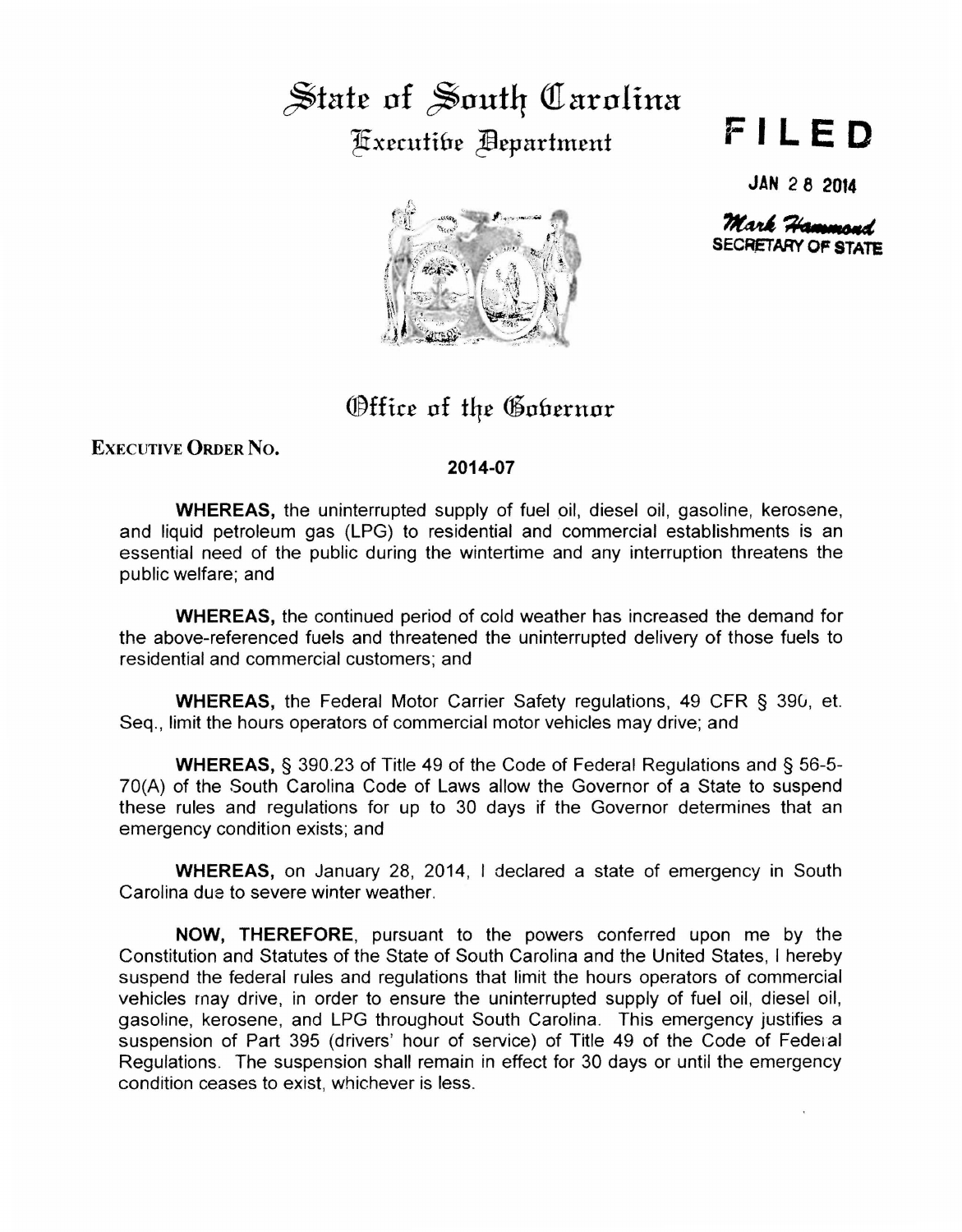# State of South Carolina

## Executive Department

**FILED**

**JAN 28 2014**

*Mark Hammond*
**SECRETARY OF STATE**

## Office of the Governor

**EXECUTIVE ORDER NO.**

**2014-07**

**WHEREAS,** the uninterrupted supply of fuel oil, diesel oil, gasoline, kerosene, and liquid petroleum gas (LPG) to residential and commercial establishments is an essential need of the public during the wintertime and any interruption threatens the public welfare; and

**WHEREAS,** the continued period of cold weather has increased the demand for the above-referenced fuels and threatened the uninterrupted delivery of those fuels to residential and commercial customers; and

**WHEREAS,** the Federal Motor Carrier Safety regulations, 49 CFR § 390, et. Seq., limit the hours operators of commercial motor vehicles may drive; and

**WHEREAS,** § 390.23 of Title 49 of the Code of Federal Regulations and § 56-5-70(A) of the South Carolina Code of Laws allow the Governor of a State to suspend these rules and regulations for up to 30 days if the Governor determines that an emergency condition exists; and

**WHEREAS,** on January 28, 2014, I declared a state of emergency in South Carolina due to severe winter weather.

**NOW, THEREFORE**, pursuant to the powers conferred upon me by the Constitution and Statutes of the State of South Carolina and the United States, I hereby suspend the federal rules and regulations that limit the hours operators of commercial vehicles may drive, in order to ensure the uninterrupted supply of fuel oil, diesel oil, gasoline, kerosene, and LPG throughout South Carolina. This emergency justifies a suspension of Part 395 (drivers' hour of service) of Title 49 of the Code of Federal Regulations. The suspension shall remain in effect for 30 days or until the emergency condition ceases to exist, whichever is less.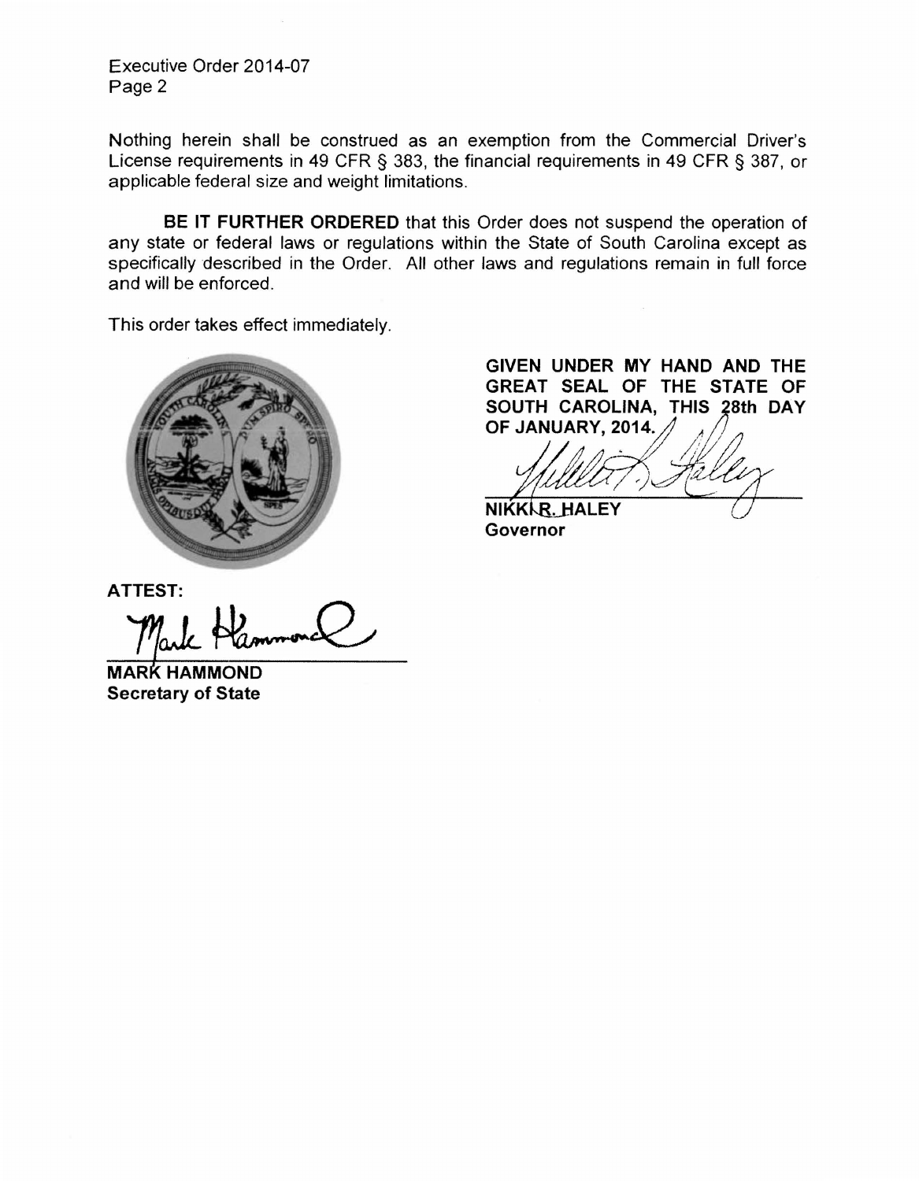Nothing herein shall be construed as an exemption from the Commercial Driver's License requirements in 49 CFR § 383, the financial requirements in 49 CFR § 387, or applicable federal size and weight limitations.

**BE IT FURTHER ORDERED** that this Order does not suspend the operation of any state or federal laws or regulations within the State of South Carolina except as specifically described in the Order. All other laws and regulations remain in full force and will be enforced.

This order takes effect immediately.

**GIVEN UNDER MY HAND AND THE GREAT SEAL OF THE STATE OF SOUTH CAROLINA, THIS 28th DAY OF JANUARY, 2014.**

**NIKKI R. HALEY**
**Governor**

**ATTEST:**

**MARK HAMMOND**
**Secretary of State**